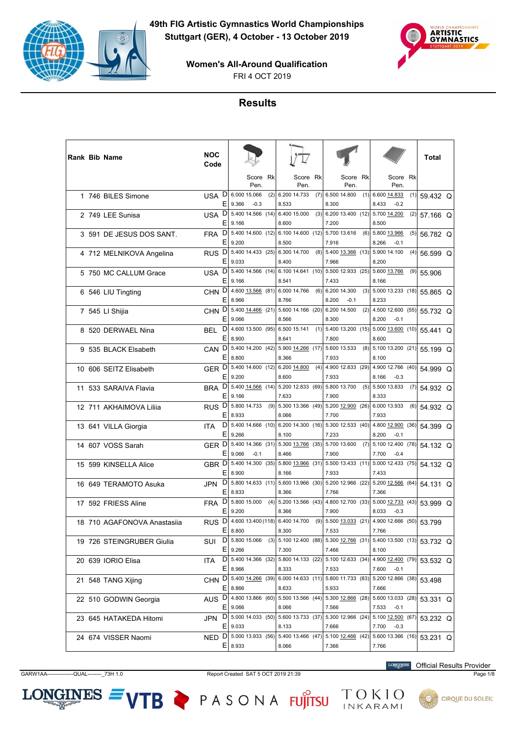# 49th FIG Artistic Gymnastics World Championships

## Stuttgart (GER), 4 October - 13 October 2019

### Women's All-Around Qualification

FRI 4 OCT 2019

## Results

| Rank | Bib | Name | NOC Code | | Vault Score | Rk | Uneven Bars Score | Rk | Balance Beam Score | Rk | Floor Exercise Score | Rk | Total | |
|---|---|---|---|---|---|---|---|---|---|---|---|---|---|---|
| | | | | | Pen. | | Pen. | | Pen. | | Pen. | | | |
| 1 | 746 | BILES Simone | USA | D | 6.000 15.066 | (2) | 6.200 14.733 | (7) | 6.500 14.800 | (1) | 6.600 14.833 | (1) | 59.432 | Q |
| | | | | E | 9.366 -0.3 | | 8.533 | | 8.300 | | 8.433 -0.2 | | | |
| 2 | 749 | LEE Sunisa | USA | D | 5.400 14.566 | (14) | 6.400 15.000 | (3) | 6.200 13.400 | (12) | 5.700 14.200 | (2) | 57.166 | Q |
| | | | | E | 9.166 | | 8.600 | | 7.200 | | 8.500 | | | |
| 3 | 591 | DE JESUS DOS SANT. | FRA | D | 5.400 14.600 | (12) | 6.100 14.600 | (12) | 5.700 13.616 | (6) | 5.800 13.966 | (5) | 56.782 | Q |
| | | | | E | 9.200 | | 8.500 | | 7.916 | | 8.266 -0.1 | | | |
| 4 | 712 | MELNIKOVA Angelina | RUS | D | 5.400 14.433 | (25) | 6.300 14.700 | (8) | 5.400 13.366 | (13) | 5.900 14.100 | (4) | 56.599 | Q |
| | | | | E | 9.033 | | 8.400 | | 7.966 | | 8.200 | | | |
| 5 | 750 | MC CALLUM Grace | USA | D | 5.400 14.566 | (14) | 6.100 14.641 | (10) | 5.500 12.933 | (25) | 5.600 13.766 | (9) | 55.906 | |
| | | | | E | 9.166 | | 8.541 | | 7.433 | | 8.166 | | | |
| 6 | 546 | LIU Tingting | CHN | D | 4.600 13.566 | (81) | 6.000 14.766 | (6) | 6.200 14.300 | (3) | 5.000 13.233 | (18) | 55.865 | Q |
| | | | | E | 8.966 | | 8.766 | | 8.200 -0.1 | | 8.233 | | | |
| 7 | 545 | LI Shijia | CHN | D | 5.400 14.466 | (21) | 5.600 14.166 | (20) | 6.200 14.500 | (2) | 4.500 12.600 | (55) | 55.732 | Q |
| | | | | E | 9.066 | | 8.566 | | 8.300 | | 8.200 -0.1 | | | |
| 8 | 520 | DERWAEL Nina | BEL | D | 4.600 13.500 | (95) | 6.500 15.141 | (1) | 5.400 13.200 | (15) | 5.000 13.600 | (10) | 55.441 | Q |
| | | | | E | 8.900 | | 8.641 | | 7.800 | | 8.600 | | | |
| 9 | 535 | BLACK Elsabeth | CAN | D | 5.400 14.200 | (42) | 5.900 14.266 | (17) | 5.600 13.533 | (8) | 5.100 13.200 | (21) | 55.199 | Q |
| | | | | E | 8.800 | | 8.366 | | 7.933 | | 8.100 | | | |
| 10 | 606 | SEITZ Elisabeth | GER | D | 5.400 14.600 | (12) | 6.200 14.800 | (4) | 4.900 12.833 | (29) | 4.900 12.766 | (40) | 54.999 | Q |
| | | | | E | 9.200 | | 8.600 | | 7.933 | | 8.166 -0.3 | | | |
| 11 | 533 | SARAIVA Flavia | BRA | D | 5.400 14.566 | (14) | 5.200 12.833 | (69) | 5.800 13.700 | (5) | 5.500 13.833 | (7) | 54.932 | Q |
| | | | | E | 9.166 | | 7.633 | | 7.900 | | 8.333 | | | |
| 12 | 711 | AKHAIMOVA Liliia | RUS | D | 5.800 14.733 | (9) | 5.300 13.366 | (49) | 5.200 12.900 | (26) | 6.000 13.933 | (6) | 54.932 | Q |
| | | | | E | 8.933 | | 8.066 | | 7.700 | | 7.933 | | | |
| 13 | 641 | VILLA Giorgia | ITA | D | 5.400 14.666 | (10) | 6.200 14.300 | (16) | 5.300 12.533 | (40) | 4.800 12.900 | (36) | 54.399 | Q |
| | | | | E | 9.266 | | 8.100 | | 7.233 | | 8.200 -0.1 | | | |
| 14 | 607 | VOSS Sarah | GER | D | 5.400 14.366 | (31) | 5.300 13.766 | (35) | 5.700 13.600 | (7) | 5.100 12.400 | (78) | 54.132 | Q |
| | | | | E | 9.066 -0.1 | | 8.466 | | 7.900 | | 7.700 -0.4 | | | |
| 15 | 599 | KINSELLA Alice | GBR | D | 5.400 14.300 | (35) | 5.800 13.966 | (31) | 5.500 13.433 | (11) | 5.000 12.433 | (75) | 54.132 | Q |
| | | | | E | 8.900 | | 8.166 | | 7.933 | | 7.433 | | | |
| 16 | 649 | TERAMOTO Asuka | JPN | D | 5.800 14.633 | (11) | 5.600 13.966 | (30) | 5.200 12.966 | (22) | 5.200 12.566 | (64) | 54.131 | Q |
| | | | | E | 8.833 | | 8.366 | | 7.766 | | 7.366 | | | |
| 17 | 592 | FRIESS Aline | FRA | D | 5.800 15.000 | (4) | 5.200 13.566 | (43) | 4.800 12.700 | (33) | 5.000 12.733 | (43) | 53.999 | Q |
| | | | | E | 9.200 | | 8.366 | | 7.900 | | 8.033 -0.3 | | | |
| 18 | 710 | AGAFONOVA Anastasiia | RUS | D | 4.600 13.400 | (118) | 6.400 14.700 | (9) | 5.500 13.033 | (21) | 4.900 12.666 | (50) | 53.799 | |
| | | | | E | 8.800 | | 8.300 | | 7.533 | | 7.766 | | | |
| 19 | 726 | STEINGRUBER Giulia | SUI | D | 5.800 15.066 | (3) | 5.100 12.400 | (88) | 5.300 12.766 | (31) | 5.400 13.500 | (13) | 53.732 | Q |
| | | | | E | 9.266 | | 7.300 | | 7.466 | | 8.100 | | | |
| 20 | 639 | IORIO Elisa | ITA | D | 5.400 14.366 | (32) | 5.800 14.133 | (22) | 5.100 12.633 | (34) | 4.900 12.400 | (79) | 53.532 | Q |
| | | | | E | 8.966 | | 8.333 | | 7.533 | | 7.600 -0.1 | | | |
| 21 | 548 | TANG Xijing | CHN | D | 5.400 14.266 | (39) | 6.000 14.633 | (11) | 5.800 11.733 | (83) | 5.200 12.866 | (38) | 53.498 | |
| | | | | E | 8.866 | | 8.633 | | 5.933 | | 7.666 | | | |
| 22 | 510 | GODWIN Georgia | AUS | D | 4.800 13.866 | (60) | 5.500 13.566 | (44) | 5.300 12.866 | (28) | 5.600 13.033 | (28) | 53.331 | Q |
| | | | | E | 9.066 | | 8.066 | | 7.566 | | 7.533 -0.1 | | | |
| 23 | 645 | HATAKEDA Hitomi | JPN | D | 5.000 14.033 | (50) | 5.600 13.733 | (37) | 5.300 12.966 | (24) | 5.100 12.500 | (67) | 53.232 | Q |
| | | | | E | 9.033 | | 8.133 | | 7.666 | | 7.700 -0.3 | | | |
| 24 | 674 | VISSER Naomi | NED | D | 5.000 13.933 | (56) | 5.400 13.466 | (47) | 5.100 12.466 | (42) | 5.600 13.366 | (16) | 53.231 | Q |
| | | | | E | 8.933 | | 8.066 | | 7.366 | | 7.766 | | | |

GARW1AA----------------QUAL--------_73H 1.0    Report Created SAT 5 OCT 2019 21:39

LONGINES Official Results Provider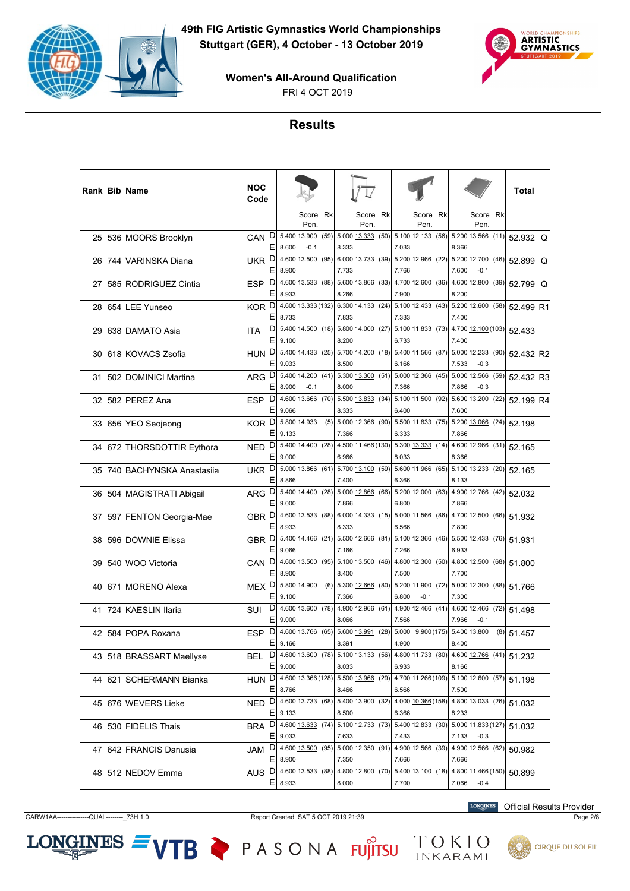# 49th FIG Artistic Gymnastics World Championships

**Stuttgart (GER), 4 October - 13 October 2019**

**Women's All-Around Qualification**

FRI 4 OCT 2019

## Results

| Rank | Bib | Name | NOC Code | | Vault Score | Vault Rk | Uneven Bars Score | Uneven Bars Rk | Balance Beam Score | Balance Beam Rk | Floor Exercise Score | Floor Exercise Rk | Total | |
|---|---|---|---|---|---|---|---|---|---|---|---|---|---|---|
| 25 | 536 | MOORS Brooklyn | CAN | D | 5.400 13.900 | (59) | 5.000 13.333 | (50) | 5.100 12.133 | (56) | 5.200 13.566 | (11) | 52.932 | Q |
| | | | | E | 8.600 -0.1 | | 8.333 | | 7.033 | | 8.366 | | | |
| 26 | 744 | VARINSKA Diana | UKR | D | 4.600 13.500 | (95) | 6.000 13.733 | (39) | 5.200 12.966 | (22) | 5.200 12.700 | (46) | 52.899 | Q |
| | | | | E | 8.900 | | 7.733 | | 7.766 | | 7.600 -0.1 | | | |
| 27 | 585 | RODRIGUEZ Cintia | ESP | D | 4.600 13.533 | (88) | 5.600 13.866 | (33) | 4.700 12.600 | (36) | 4.600 12.800 | (39) | 52.799 | Q |
| | | | | E | 8.933 | | 8.266 | | 7.900 | | 8.200 | | | |
| 28 | 654 | LEE Yunseo | KOR | D | 4.600 13.333 | (132) | 6.300 14.133 | (24) | 5.100 12.433 | (43) | 5.200 12.600 | (58) | 52.499 | R1 |
| | | | | E | 8.733 | | 7.833 | | 7.333 | | 7.400 | | | |
| 29 | 638 | DAMATO Asia | ITA | D | 5.400 14.500 | (18) | 5.800 14.000 | (27) | 5.100 11.833 | (73) | 4.700 12.100 | (103) | 52.433 | |
| | | | | E | 9.100 | | 8.200 | | 6.733 | | 7.400 | | | |
| 30 | 618 | KOVACS Zsofia | HUN | D | 5.400 14.433 | (25) | 5.700 14.200 | (18) | 5.400 11.566 | (87) | 5.000 12.233 | (90) | 52.432 | R2 |
| | | | | E | 9.033 | | 8.500 | | 6.166 | | 7.533 -0.3 | | | |
| 31 | 502 | DOMINICI Martina | ARG | D | 5.400 14.200 | (41) | 5.300 13.300 | (51) | 5.000 12.366 | (45) | 5.000 12.566 | (59) | 52.432 | R3 |
| | | | | E | 8.900 -0.1 | | 8.000 | | 7.366 | | 7.866 -0.3 | | | |
| 32 | 582 | PEREZ Ana | ESP | D | 4.600 13.666 | (70) | 5.500 13.833 | (34) | 5.100 11.500 | (92) | 5.600 13.200 | (22) | 52.199 | R4 |
| | | | | E | 9.066 | | 8.333 | | 6.400 | | 7.600 | | | |
| 33 | 656 | YEO Seojeong | KOR | D | 5.800 14.933 | (5) | 5.000 12.366 | (90) | 5.500 11.833 | (75) | 5.200 13.066 | (24) | 52.198 | |
| | | | | E | 9.133 | | 7.366 | | 6.333 | | 7.866 | | | |
| 34 | 672 | THORSDOTTIR Eythora | NED | D | 5.400 14.400 | (28) | 4.500 11.466 | (130) | 5.300 13.333 | (14) | 4.600 12.966 | (31) | 52.165 | |
| | | | | E | 9.000 | | 6.966 | | 8.033 | | 8.366 | | | |
| 35 | 740 | BACHYNSKA Anastasiia | UKR | D | 5.000 13.866 | (61) | 5.700 13.100 | (59) | 5.600 11.966 | (65) | 5.100 13.233 | (20) | 52.165 | |
| | | | | E | 8.866 | | 7.400 | | 6.366 | | 8.133 | | | |
| 36 | 504 | MAGISTRATI Abigail | ARG | D | 5.400 14.400 | (28) | 5.000 12.866 | (66) | 5.200 12.000 | (63) | 4.900 12.766 | (42) | 52.032 | |
| | | | | E | 9.000 | | 7.866 | | 6.800 | | 7.866 | | | |
| 37 | 597 | FENTON Georgia-Mae | GBR | D | 4.600 13.533 | (88) | 6.000 14.333 | (15) | 5.000 11.566 | (86) | 4.700 12.500 | (66) | 51.932 | |
| | | | | E | 8.933 | | 8.333 | | 6.566 | | 7.800 | | | |
| 38 | 596 | DOWNIE Elissa | GBR | D | 5.400 14.466 | (21) | 5.500 12.666 | (81) | 5.100 12.366 | (46) | 5.500 12.433 | (76) | 51.931 | |
| | | | | E | 9.066 | | 7.166 | | 7.266 | | 6.933 | | | |
| 39 | 540 | WOO Victoria | CAN | D | 4.600 13.500 | (95) | 5.100 13.500 | (46) | 4.800 12.300 | (50) | 4.800 12.500 | (68) | 51.800 | |
| | | | | E | 8.900 | | 8.400 | | 7.500 | | 7.700 | | | |
| 40 | 671 | MORENO Alexa | MEX | D | 5.800 14.900 | (6) | 5.300 12.666 | (80) | 5.200 11.900 | (72) | 5.000 12.300 | (88) | 51.766 | |
| | | | | E | 9.100 | | 7.366 | | 6.800 -0.1 | | 7.300 | | | |
| 41 | 724 | KAESLIN Ilaria | SUI | D | 4.600 13.600 | (78) | 4.900 12.966 | (61) | 4.900 12.466 | (41) | 4.600 12.466 | (72) | 51.498 | |
| | | | | E | 9.000 | | 8.066 | | 7.566 | | 7.966 -0.1 | | | |
| 42 | 584 | POPA Roxana | ESP | D | 4.600 13.766 | (65) | 5.600 13.991 | (28) | 5.000 9.900 | (175) | 5.400 13.800 | (8) | 51.457 | |
| | | | | E | 9.166 | | 8.391 | | 4.900 | | 8.400 | | | |
| 43 | 518 | BRASSART Maellyse | BEL | D | 4.600 13.600 | (78) | 5.100 13.133 | (56) | 4.800 11.733 | (80) | 4.600 12.766 | (41) | 51.232 | |
| | | | | E | 9.000 | | 8.033 | | 6.933 | | 8.166 | | | |
| 44 | 621 | SCHERMANN Bianka | HUN | D | 4.600 13.366 | (128) | 5.500 13.966 | (29) | 4.700 11.266 | (109) | 5.100 12.600 | (57) | 51.198 | |
| | | | | E | 8.766 | | 8.466 | | 6.566 | | 7.500 | | | |
| 45 | 676 | WEVERS Lieke | NED | D | 4.600 13.733 | (68) | 5.400 13.900 | (32) | 4.000 10.366 | (158) | 4.800 13.033 | (26) | 51.032 | |
| | | | | E | 9.133 | | 8.500 | | 6.366 | | 8.233 | | | |
| 46 | 530 | FIDELIS Thais | BRA | D | 4.600 13.633 | (74) | 5.100 12.733 | (73) | 5.400 12.833 | (30) | 5.000 11.833 | (127) | 51.032 | |
| | | | | E | 9.033 | | 7.633 | | 7.433 | | 7.133 -0.3 | | | |
| 47 | 642 | FRANCIS Danusia | JAM | D | 4.600 13.500 | (95) | 5.000 12.350 | (91) | 4.900 12.566 | (39) | 4.900 12.566 | (62) | 50.982 | |
| | | | | E | 8.900 | | 7.350 | | 7.666 | | 7.666 | | | |
| 48 | 512 | NEDOV Emma | AUS | D | 4.600 13.533 | (88) | 4.800 12.800 | (70) | 5.400 13.100 | (18) | 4.800 11.466 | (150) | 50.899 | |
| | | | | E | 8.933 | | 8.000 | | 7.700 | | 7.066 -0.4 | | | |

GARW1AA----------------QUAL--------_73H 1.0 Report Created SAT 5 OCT 2019 21:39

LONGINES Official Results Provider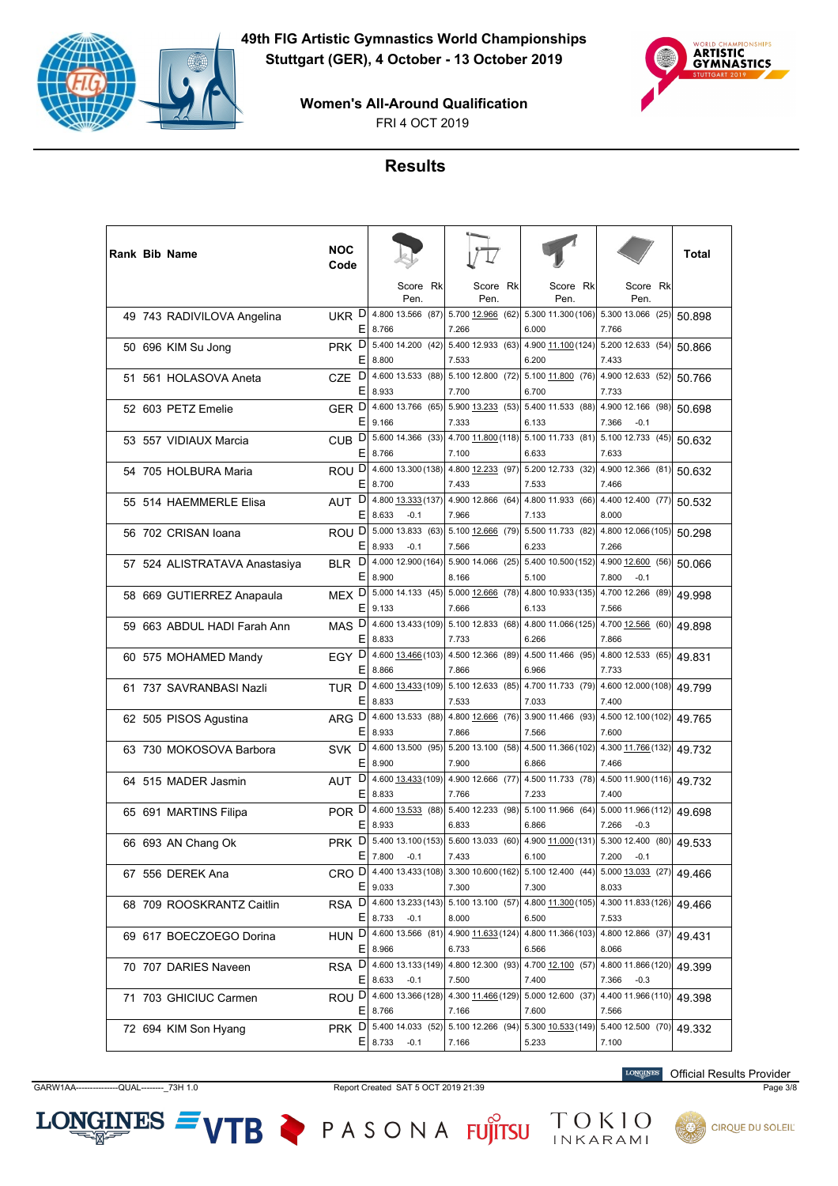# 49th FIG Artistic Gymnastics World Championships

**Stuttgart (GER), 4 October - 13 October 2019**

**Women's All-Around Qualification**

FRI 4 OCT 2019

## Results

| Rank | Bib | Name | NOC Code | | Vault Score | Vault Rk | Uneven Bars Score | Uneven Bars Rk | Balance Beam Score | Balance Beam Rk | Floor Score | Floor Rk | Total |
|---|---|---|---|---|---|---|---|---|---|---|---|---|---|
| 49 | 743 | RADIVILOVA Angelina | UKR | D | 4.800 13.566 | (87) | 5.700 12.966 | (62) | 5.300 11.300 | (106) | 5.300 13.066 | (25) | 50.898 |
| | | | | E | 8.766 | | 7.266 | | 6.000 | | 7.766 | | |
| 50 | 696 | KIM Su Jong | PRK | D | 5.400 14.200 | (42) | 5.400 12.933 | (63) | 4.900 11.100 | (124) | 5.200 12.633 | (54) | 50.866 |
| | | | | E | 8.800 | | 7.533 | | 6.200 | | 7.433 | | |
| 51 | 561 | HOLASOVA Aneta | CZE | D | 4.600 13.533 | (88) | 5.100 12.800 | (72) | 5.100 11.800 | (76) | 4.900 12.633 | (52) | 50.766 |
| | | | | E | 8.933 | | 7.700 | | 6.700 | | 7.733 | | |
| 52 | 603 | PETZ Emelie | GER | D | 4.600 13.766 | (65) | 5.900 13.233 | (53) | 5.400 11.533 | (88) | 4.900 12.166 | (98) | 50.698 |
| | | | | E | 9.166 | | 7.333 | | 6.133 | | 7.366 -0.1 | | |
| 53 | 557 | VIDIAUX Marcia | CUB | D | 5.600 14.366 | (33) | 4.700 11.800 | (118) | 5.100 11.733 | (81) | 5.100 12.733 | (45) | 50.632 |
| | | | | E | 8.766 | | 7.100 | | 6.633 | | 7.633 | | |
| 54 | 705 | HOLBURA Maria | ROU | D | 4.600 13.300 | (138) | 4.800 12.233 | (97) | 5.200 12.733 | (32) | 4.900 12.366 | (81) | 50.632 |
| | | | | E | 8.700 | | 7.433 | | 7.533 | | 7.466 | | |
| 55 | 514 | HAEMMERLE Elisa | AUT | D | 4.800 13.333 | (137) | 4.900 12.866 | (64) | 4.800 11.933 | (66) | 4.400 12.400 | (77) | 50.532 |
| | | | | E | 8.633 -0.1 | | 7.966 | | 7.133 | | 8.000 | | |
| 56 | 702 | CRISAN Ioana | ROU | D | 5.000 13.833 | (63) | 5.100 12.666 | (79) | 5.500 11.733 | (82) | 4.800 12.066 | (105) | 50.298 |
| | | | | E | 8.933 -0.1 | | 7.566 | | 6.233 | | 7.266 | | |
| 57 | 524 | ALISTRATAVA Anastasiya | BLR | D | 4.000 12.900 | (164) | 5.900 14.066 | (25) | 5.400 10.500 | (152) | 4.900 12.600 | (56) | 50.066 |
| | | | | E | 8.900 | | 8.166 | | 5.100 | | 7.800 -0.1 | | |
| 58 | 669 | GUTIERREZ Anapaula | MEX | D | 5.000 14.133 | (45) | 5.000 12.666 | (78) | 4.800 10.933 | (135) | 4.700 12.266 | (89) | 49.998 |
| | | | | E | 9.133 | | 7.666 | | 6.133 | | 7.566 | | |
| 59 | 663 | ABDUL HADI Farah Ann | MAS | D | 4.600 13.433 | (109) | 5.100 12.833 | (68) | 4.800 11.066 | (125) | 4.700 12.566 | (60) | 49.898 |
| | | | | E | 8.833 | | 7.733 | | 6.266 | | 7.866 | | |
| 60 | 575 | MOHAMED Mandy | EGY | D | 4.600 13.466 | (103) | 4.500 12.366 | (89) | 4.500 11.466 | (95) | 4.800 12.533 | (65) | 49.831 |
| | | | | E | 8.866 | | 7.866 | | 6.966 | | 7.733 | | |
| 61 | 737 | SAVRANBASI Nazli | TUR | D | 4.600 13.433 | (109) | 5.100 12.633 | (85) | 4.700 11.733 | (79) | 4.600 12.000 | (108) | 49.799 |
| | | | | E | 8.833 | | 7.533 | | 7.033 | | 7.400 | | |
| 62 | 505 | PISOS Agustina | ARG | D | 4.600 13.533 | (88) | 4.800 12.666 | (76) | 3.900 11.466 | (93) | 4.500 12.100 | (102) | 49.765 |
| | | | | E | 8.933 | | 7.866 | | 7.566 | | 7.600 | | |
| 63 | 730 | MOKOSOVA Barbora | SVK | D | 4.600 13.500 | (95) | 5.200 13.100 | (58) | 4.500 11.366 | (102) | 4.300 11.766 | (132) | 49.732 |
| | | | | E | 8.900 | | 7.900 | | 6.866 | | 7.466 | | |
| 64 | 515 | MADER Jasmin | AUT | D | 4.600 13.433 | (109) | 4.900 12.666 | (77) | 4.500 11.733 | (78) | 4.500 11.900 | (116) | 49.732 |
| | | | | E | 8.833 | | 7.766 | | 7.233 | | 7.400 | | |
| 65 | 691 | MARTINS Filipa | POR | D | 4.600 13.533 | (88) | 5.400 12.233 | (98) | 5.100 11.966 | (64) | 5.000 11.966 | (112) | 49.698 |
| | | | | E | 8.933 | | 6.833 | | 6.866 | | 7.266 -0.3 | | |
| 66 | 693 | AN Chang Ok | PRK | D | 5.400 13.100 | (153) | 5.600 13.033 | (60) | 4.900 11.000 | (131) | 5.300 12.400 | (80) | 49.533 |
| | | | | E | 7.800 -0.1 | | 7.433 | | 6.100 | | 7.200 -0.1 | | |
| 67 | 556 | DEREK Ana | CRO | D | 4.400 13.433 | (108) | 3.300 10.600 | (162) | 5.100 12.400 | (44) | 5.000 13.033 | (27) | 49.466 |
| | | | | E | 9.033 | | 7.300 | | 7.300 | | 8.033 | | |
| 68 | 709 | ROOSKRANTZ Caitlin | RSA | D | 4.600 13.233 | (143) | 5.100 13.100 | (57) | 4.800 11.300 | (105) | 4.300 11.833 | (126) | 49.466 |
| | | | | E | 8.733 -0.1 | | 8.000 | | 6.500 | | 7.533 | | |
| 69 | 617 | BOECZOEGO Dorina | HUN | D | 4.600 13.566 | (81) | 4.900 11.633 | (124) | 4.800 11.366 | (103) | 4.800 12.866 | (37) | 49.431 |
| | | | | E | 8.966 | | 6.733 | | 6.566 | | 8.066 | | |
| 70 | 707 | DARIES Naveen | RSA | D | 4.600 13.133 | (149) | 4.800 12.300 | (93) | 4.700 12.100 | (57) | 4.800 11.866 | (120) | 49.399 |
| | | | | E | 8.633 -0.1 | | 7.500 | | 7.400 | | 7.366 -0.3 | | |
| 71 | 703 | GHICIUC Carmen | ROU | D | 4.600 13.366 | (128) | 4.300 11.466 | (129) | 5.000 12.600 | (37) | 4.400 11.966 | (110) | 49.398 |
| | | | | E | 8.766 | | 7.166 | | 7.600 | | 7.566 | | |
| 72 | 694 | KIM Son Hyang | PRK | D | 5.400 14.033 | (52) | 5.100 12.266 | (94) | 5.300 10.533 | (149) | 5.400 12.500 | (70) | 49.332 |
| | | | | E | 8.733 -0.1 | | 7.166 | | 5.233 | | 7.100 | | |

GARW1AA---------------QUAL--------_73H 1.0 Report Created SAT 5 OCT 2019 21:39

Official Results Provider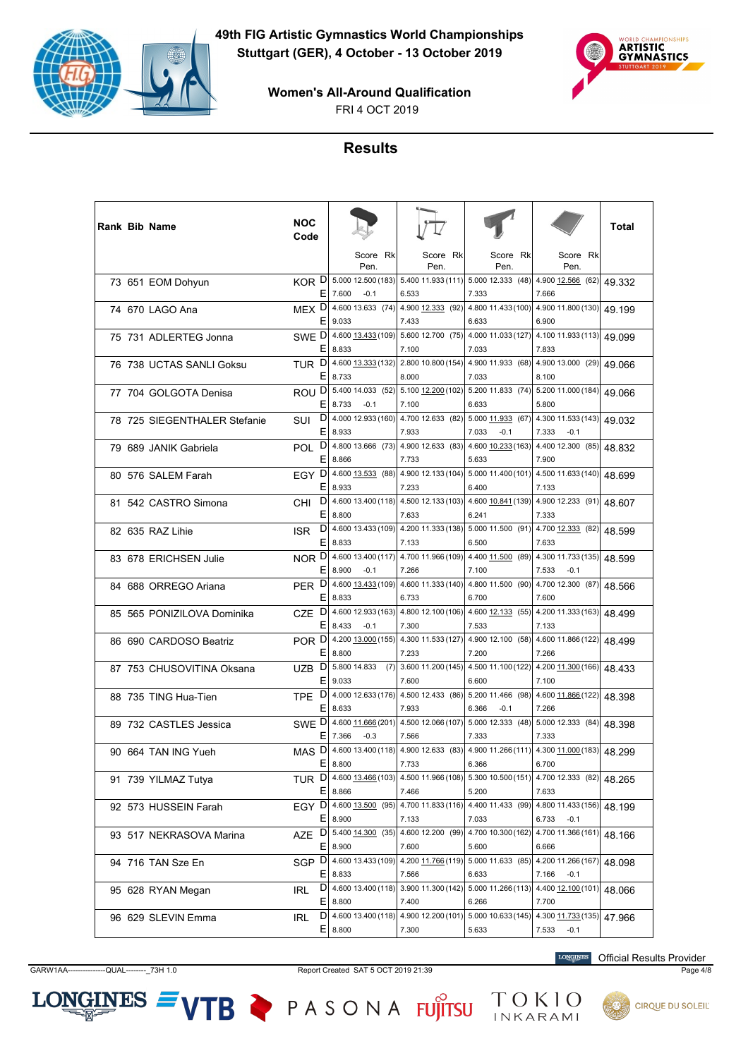# 49th FIG Artistic Gymnastics World Championships

**Stuttgart (GER), 4 October - 13 October 2019**

**Women's All-Around Qualification**

FRI 4 OCT 2019

## Results

| Rank | Bib | Name | NOC Code | | Vault Score | Vault Rk | Uneven Bars Score | Uneven Bars Rk | Balance Beam Score | Balance Beam Rk | Floor Score | Floor Rk | Total |
|---|---|---|---|---|---|---|---|---|---|---|---|---|---|
| 73 | 651 | EOM Dohyun | KOR | D | 5.000 12.500 | (183) | 5.400 11.933 | (111) | 5.000 12.333 | (48) | 4.900 12.566 | (62) | 49.332 |
| | | | | E | 7.600 -0.1 | | 6.533 | | 7.333 | | 7.666 | | |
| 74 | 670 | LAGO Ana | MEX | D | 4.600 13.633 | (74) | 4.900 12.333 | (92) | 4.800 11.433 | (100) | 4.900 11.800 | (130) | 49.199 |
| | | | | E | 9.033 | | 7.433 | | 6.633 | | 6.900 | | |
| 75 | 731 | ADLERTEG Jonna | SWE | D | 4.600 13.433 | (109) | 5.600 12.700 | (75) | 4.000 11.033 | (127) | 4.100 11.933 | (113) | 49.099 |
| | | | | E | 8.833 | | 7.100 | | 7.033 | | 7.833 | | |
| 76 | 738 | UCTAS SANLI Goksu | TUR | D | 4.600 13.333 | (132) | 2.800 10.800 | (154) | 4.900 11.933 | (68) | 4.900 13.000 | (29) | 49.066 |
| | | | | E | 8.733 | | 8.000 | | 7.033 | | 8.100 | | |
| 77 | 704 | GOLGOTA Denisa | ROU | D | 5.400 14.033 | (52) | 5.100 12.200 | (102) | 5.200 11.833 | (74) | 5.200 11.000 | (184) | 49.066 |
| | | | | E | 8.733 -0.1 | | 7.100 | | 6.633 | | 5.800 | | |
| 78 | 725 | SIEGENTHALER Stefanie | SUI | D | 4.000 12.933 | (160) | 4.700 12.633 | (82) | 5.000 11.933 | (67) | 4.300 11.533 | (143) | 49.032 |
| | | | | E | 8.933 | | 7.933 | | 7.033 -0.1 | | 7.333 -0.1 | | |
| 79 | 689 | JANIK Gabriela | POL | D | 4.800 13.666 | (73) | 4.900 12.633 | (83) | 4.600 10.233 | (163) | 4.400 12.300 | (85) | 48.832 |
| | | | | E | 8.866 | | 7.733 | | 5.633 | | 7.900 | | |
| 80 | 576 | SALEM Farah | EGY | D | 4.600 13.533 | (88) | 4.900 12.133 | (104) | 5.000 11.400 | (101) | 4.500 11.633 | (140) | 48.699 |
| | | | | E | 8.933 | | 7.233 | | 6.400 | | 7.133 | | |
| 81 | 542 | CASTRO Simona | CHI | D | 4.600 13.400 | (118) | 4.500 12.133 | (103) | 4.600 10.841 | (139) | 4.900 12.233 | (91) | 48.607 |
| | | | | E | 8.800 | | 7.633 | | 6.241 | | 7.333 | | |
| 82 | 635 | RAZ Lihie | ISR | D | 4.600 13.433 | (109) | 4.200 11.333 | (138) | 5.000 11.500 | (91) | 4.700 12.333 | (82) | 48.599 |
| | | | | E | 8.833 | | 7.133 | | 6.500 | | 7.633 | | |
| 83 | 678 | ERICHSEN Julie | NOR | D | 4.600 13.400 | (117) | 4.700 11.966 | (109) | 4.400 11.500 | (89) | 4.300 11.733 | (135) | 48.599 |
| | | | | E | 8.900 -0.1 | | 7.266 | | 7.100 | | 7.533 -0.1 | | |
| 84 | 688 | ORREGO Ariana | PER | D | 4.600 13.433 | (109) | 4.600 11.333 | (140) | 4.800 11.500 | (90) | 4.700 12.300 | (87) | 48.566 |
| | | | | E | 8.833 | | 6.733 | | 6.700 | | 7.600 | | |
| 85 | 565 | PONIZILOVA Dominika | CZE | D | 4.600 12.933 | (163) | 4.800 12.100 | (106) | 4.600 12.133 | (55) | 4.200 11.333 | (163) | 48.499 |
| | | | | E | 8.433 -0.1 | | 7.300 | | 7.533 | | 7.133 | | |
| 86 | 690 | CARDOSO Beatriz | POR | D | 4.200 13.000 | (155) | 4.300 11.533 | (127) | 4.900 12.100 | (58) | 4.600 11.866 | (122) | 48.499 |
| | | | | E | 8.800 | | 7.233 | | 7.200 | | 7.266 | | |
| 87 | 753 | CHUSOVITINA Oksana | UZB | D | 5.800 14.833 | (7) | 3.600 11.200 | (145) | 4.500 11.100 | (122) | 4.200 11.300 | (166) | 48.433 |
| | | | | E | 9.033 | | 7.600 | | 6.600 | | 7.100 | | |
| 88 | 735 | TING Hua-Tien | TPE | D | 4.000 12.633 | (176) | 4.500 12.433 | (86) | 5.200 11.466 | (98) | 4.600 11.866 | (122) | 48.398 |
| | | | | E | 8.633 | | 7.933 | | 6.366 -0.1 | | 7.266 | | |
| 89 | 732 | CASTLES Jessica | SWE | D | 4.600 11.666 | (201) | 4.500 12.066 | (107) | 5.000 12.333 | (48) | 5.000 12.333 | (84) | 48.398 |
| | | | | E | 7.366 -0.3 | | 7.566 | | 7.333 | | 7.333 | | |
| 90 | 664 | TAN ING Yueh | MAS | D | 4.600 13.400 | (118) | 4.900 12.633 | (83) | 4.900 11.266 | (111) | 4.300 11.000 | (183) | 48.299 |
| | | | | E | 8.800 | | 7.733 | | 6.366 | | 6.700 | | |
| 91 | 739 | YILMAZ Tutya | TUR | D | 4.600 13.466 | (103) | 4.500 11.966 | (108) | 5.300 10.500 | (151) | 4.700 12.333 | (82) | 48.265 |
| | | | | E | 8.866 | | 7.466 | | 5.200 | | 7.633 | | |
| 92 | 573 | HUSSEIN Farah | EGY | D | 4.600 13.500 | (95) | 4.700 11.833 | (116) | 4.400 11.433 | (99) | 4.800 11.433 | (156) | 48.199 |
| | | | | E | 8.900 | | 7.133 | | 7.033 | | 6.733 -0.1 | | |
| 93 | 517 | NEKRASOVA Marina | AZE | D | 5.400 14.300 | (35) | 4.600 12.200 | (99) | 4.700 10.300 | (162) | 4.700 11.366 | (161) | 48.166 |
| | | | | E | 8.900 | | 7.600 | | 5.600 | | 6.666 | | |
| 94 | 716 | TAN Sze En | SGP | D | 4.600 13.433 | (109) | 4.200 11.766 | (119) | 5.000 11.633 | (85) | 4.200 11.266 | (167) | 48.098 |
| | | | | E | 8.833 | | 7.566 | | 6.633 | | 7.166 -0.1 | | |
| 95 | 628 | RYAN Megan | IRL | D | 4.600 13.400 | (118) | 3.900 11.300 | (142) | 5.000 11.266 | (113) | 4.400 12.100 | (101) | 48.066 |
| | | | | E | 8.800 | | 7.400 | | 6.266 | | 7.700 | | |
| 96 | 629 | SLEVIN Emma | IRL | D | 4.600 13.400 | (118) | 4.900 12.200 | (101) | 5.000 10.633 | (145) | 4.300 11.733 | (135) | 47.966 |
| | | | | E | 8.800 | | 7.300 | | 5.633 | | 7.533 -0.1 | | |

GARW1AA----------------QUAL--------_73H 1.0 Report Created SAT 5 OCT 2019 21:39

Official Results Provider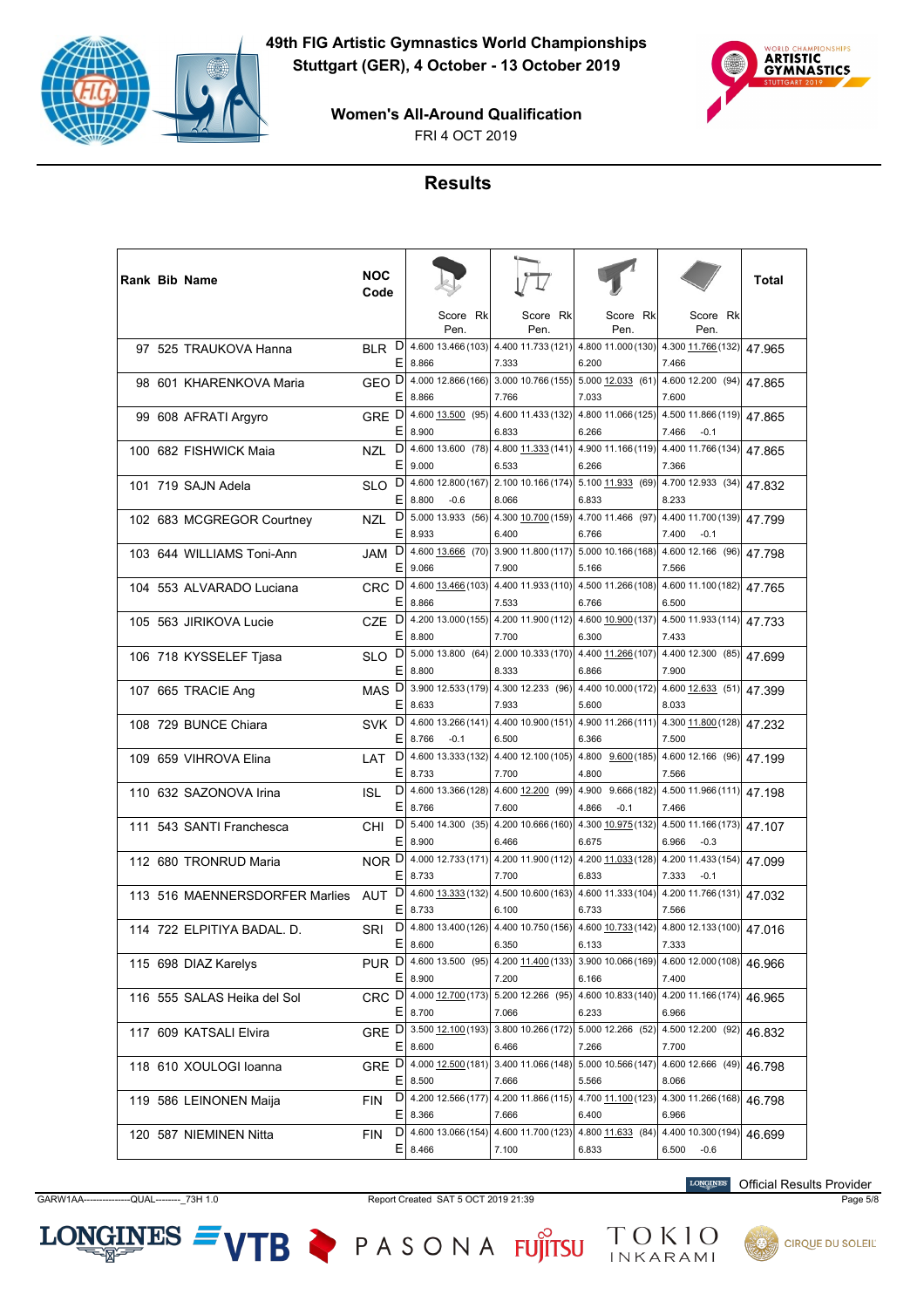# 49th FIG Artistic Gymnastics World Championships

**Stuttgart (GER), 4 October - 13 October 2019**

**Women's All-Around Qualification**

FRI 4 OCT 2019

## Results

| Rank | Bib | Name | NOC Code | | Vault Score (Rk) / Pen. | Uneven Bars Score (Rk) / Pen. | Balance Beam Score (Rk) / Pen. | Floor Exercise Score (Rk) / Pen. | Total |
|---|---|---|---|---|---|---|---|---|---|
| 97 | 525 | TRAUKOVA Hanna | BLR | D | 4.600 13.466 (103) | 4.400 11.733 (121) | 4.800 11.000 (130) | 4.300 11.766 (132) | 47.965 |
| | | | | E | 8.866 | 7.333 | 6.200 | 7.466 | |
| 98 | 601 | KHARENKOVA Maria | GEO | D | 4.000 12.866 (166) | 3.000 10.766 (155) | 5.000 12.033 (61) | 4.600 12.200 (94) | 47.865 |
| | | | | E | 8.866 | 7.766 | 7.033 | 7.600 | |
| 99 | 608 | AFRATI Argyro | GRE | D | 4.600 13.500 (95) | 4.600 11.433 (132) | 4.800 11.066 (125) | 4.500 11.866 (119) | 47.865 |
| | | | | E | 8.900 | 6.833 | 6.266 | 7.466 -0.1 | |
| 100 | 682 | FISHWICK Maia | NZL | D | 4.600 13.600 (78) | 4.800 11.333 (141) | 4.900 11.166 (119) | 4.400 11.766 (134) | 47.865 |
| | | | | E | 9.000 | 6.533 | 6.266 | 7.366 | |
| 101 | 719 | SAJN Adela | SLO | D | 4.600 12.800 (167) | 2.100 10.166 (174) | 5.100 11.933 (69) | 4.700 12.933 (34) | 47.832 |
| | | | | E | 8.800 -0.6 | 8.066 | 6.833 | 8.233 | |
| 102 | 683 | MCGREGOR Courtney | NZL | D | 5.000 13.933 (56) | 4.300 10.700 (159) | 4.700 11.466 (97) | 4.400 11.700 (139) | 47.799 |
| | | | | E | 8.933 | 6.400 | 6.766 | 7.400 -0.1 | |
| 103 | 644 | WILLIAMS Toni-Ann | JAM | D | 4.600 13.666 (70) | 3.900 11.800 (117) | 5.000 10.166 (168) | 4.600 12.166 (96) | 47.798 |
| | | | | E | 9.066 | 7.900 | 5.166 | 7.566 | |
| 104 | 553 | ALVARADO Luciana | CRC | D | 4.600 13.466 (103) | 4.400 11.933 (110) | 4.500 11.266 (108) | 4.600 11.100 (182) | 47.765 |
| | | | | E | 8.866 | 7.533 | 6.766 | 6.500 | |
| 105 | 563 | JIRIKOVA Lucie | CZE | D | 4.200 13.000 (155) | 4.200 11.900 (112) | 4.600 10.900 (137) | 4.500 11.933 (114) | 47.733 |
| | | | | E | 8.800 | 7.700 | 6.300 | 7.433 | |
| 106 | 718 | KYSSELEF Tjasa | SLO | D | 5.000 13.800 (64) | 2.000 10.333 (170) | 4.400 11.266 (107) | 4.400 12.300 (85) | 47.699 |
| | | | | E | 8.800 | 8.333 | 6.866 | 7.900 | |
| 107 | 665 | TRACIE Ang | MAS | D | 3.900 12.533 (179) | 4.300 12.233 (96) | 4.400 10.000 (172) | 4.600 12.633 (51) | 47.399 |
| | | | | E | 8.633 | 7.933 | 5.600 | 8.033 | |
| 108 | 729 | BUNCE Chiara | SVK | D | 4.600 13.266 (141) | 4.400 10.900 (151) | 4.900 11.266 (111) | 4.300 11.800 (128) | 47.232 |
| | | | | E | 8.766 -0.1 | 6.500 | 6.366 | 7.500 | |
| 109 | 659 | VIHROVA Elina | LAT | D | 4.600 13.333 (132) | 4.400 12.100 (105) | 4.800 9.600 (185) | 4.600 12.166 (96) | 47.199 |
| | | | | E | 8.733 | 7.700 | 4.800 | 7.566 | |
| 110 | 632 | SAZONOVA Irina | ISL | D | 4.600 13.366 (128) | 4.600 12.200 (99) | 4.900 9.666 (182) | 4.500 11.966 (111) | 47.198 |
| | | | | E | 8.766 | 7.600 | 4.866 -0.1 | 7.466 | |
| 111 | 543 | SANTI Franchesca | CHI | D | 5.400 14.300 (35) | 4.200 10.666 (160) | 4.300 10.975 (132) | 4.500 11.166 (173) | 47.107 |
| | | | | E | 8.900 | 6.466 | 6.675 | 6.966 -0.3 | |
| 112 | 680 | TRONRUD Maria | NOR | D | 4.000 12.733 (171) | 4.200 11.900 (112) | 4.200 11.033 (128) | 4.200 11.433 (154) | 47.099 |
| | | | | E | 8.733 | 7.700 | 6.833 | 7.333 -0.1 | |
| 113 | 516 | MAENNERSDORFER Marlies | AUT | D | 4.600 13.333 (132) | 4.500 10.600 (163) | 4.600 11.333 (104) | 4.200 11.766 (131) | 47.032 |
| | | | | E | 8.733 | 6.100 | 6.733 | 7.566 | |
| 114 | 722 | ELPITIYA BADAL. D. | SRI | D | 4.800 13.400 (126) | 4.400 10.750 (156) | 4.600 10.733 (142) | 4.800 12.133 (100) | 47.016 |
| | | | | E | 8.600 | 6.350 | 6.133 | 7.333 | |
| 115 | 698 | DIAZ Karelys | PUR | D | 4.600 13.500 (95) | 4.200 11.400 (133) | 3.900 10.066 (169) | 4.600 12.000 (108) | 46.966 |
| | | | | E | 8.900 | 7.200 | 6.166 | 7.400 | |
| 116 | 555 | SALAS Heika del Sol | CRC | D | 4.000 12.700 (173) | 5.200 12.266 (95) | 4.600 10.833 (140) | 4.200 11.166 (174) | 46.965 |
| | | | | E | 8.700 | 7.066 | 6.233 | 6.966 | |
| 117 | 609 | KATSALI Elvira | GRE | D | 3.500 12.100 (193) | 3.800 10.266 (172) | 5.000 12.266 (52) | 4.500 12.200 (92) | 46.832 |
| | | | | E | 8.600 | 6.466 | 7.266 | 7.700 | |
| 118 | 610 | XOULOGI Ioanna | GRE | D | 4.000 12.500 (181) | 3.400 11.066 (148) | 5.000 10.566 (147) | 4.600 12.666 (49) | 46.798 |
| | | | | E | 8.500 | 7.666 | 5.566 | 8.066 | |
| 119 | 586 | LEINONEN Maija | FIN | D | 4.200 12.566 (177) | 4.200 11.866 (115) | 4.700 11.100 (123) | 4.300 11.266 (168) | 46.798 |
| | | | | E | 8.366 | 7.666 | 6.400 | 6.966 | |
| 120 | 587 | NIEMINEN Nitta | FIN | D | 4.600 13.066 (154) | 4.600 11.700 (123) | 4.800 11.633 (84) | 4.400 10.300 (194) | 46.699 |
| | | | | E | 8.466 | 7.100 | 6.833 | 6.500 -0.6 | |

GARW1AA---------------QUAL--------_73H 1.0

Report Created SAT 5 OCT 2019 21:39

Official Results Provider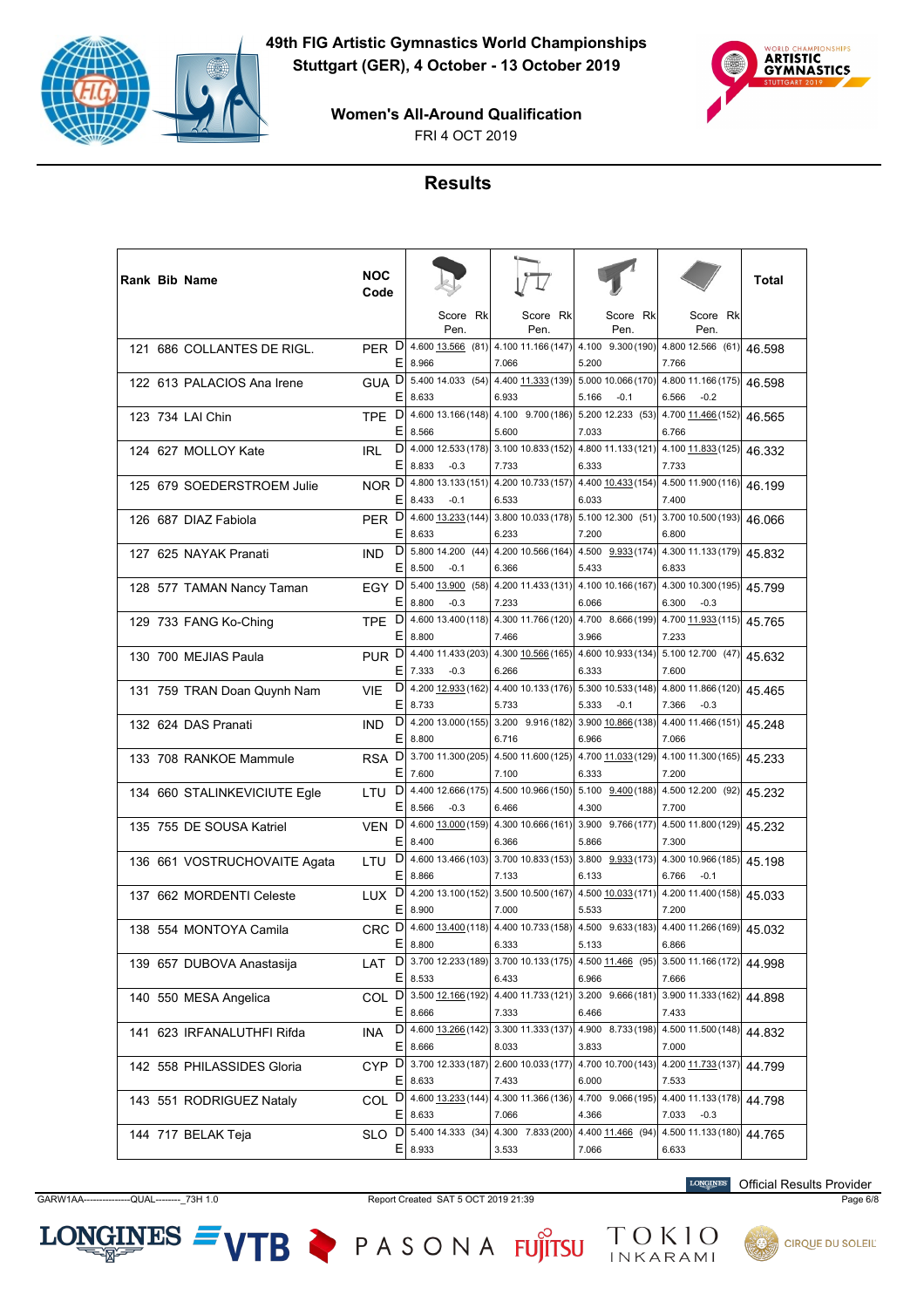# 49th FIG Artistic Gymnastics World Championships

**Stuttgart (GER), 4 October - 13 October 2019**

**Women's All-Around Qualification**

FRI 4 OCT 2019

## Results

| Rank | Bib | Name | NOC Code | | Vault Score | Vault Pen. | Vault Rk | Uneven Bars Score | Uneven Bars Pen. | Uneven Bars Rk | Balance Beam Score | Balance Beam Pen. | Balance Beam Rk | Floor Score | Floor Pen. | Floor Rk | Total |
|---|---|---|---|---|---|---|---|---|---|---|---|---|---|---|---|---|---|
| 121 | 686 | COLLANTES DE RIGL. | PER | D | 4.600 | | | 4.100 | | | 4.100 | | | 4.800 | | | 46.598 |
| | | | | E | 8.966 | | | 7.066 | | | 5.200 | | | 7.766 | | | |
| | | | | | 13.566 | | (81) | 11.166 | | (147) | 9.300 | | (190) | 12.566 | | (61) | |
| 122 | 613 | PALACIOS Ana Irene | GUA | D | 5.400 | | | 4.400 | | | 5.000 | | | 4.800 | | | 46.598 |
| | | | | E | 8.633 | | | 6.933 | | | 5.166 | -0.1 | | 6.566 | -0.2 | | |
| | | | | | 14.033 | | (54) | 11.333 | | (139) | 10.066 | | (170) | 11.166 | | (175) | |
| 123 | 734 | LAI Chin | TPE | D | 4.600 | | | 4.100 | | | 5.200 | | | 4.700 | | | 46.565 |
| | | | | E | 8.566 | | | 5.600 | | | 7.033 | | | 6.766 | | | |
| | | | | | 13.166 | | (148) | 9.700 | | (186) | 12.233 | | (53) | 11.466 | | (152) | |
| 124 | 627 | MOLLOY Kate | IRL | D | 4.000 | | | 3.100 | | | 4.800 | | | 4.100 | | | 46.332 |
| | | | | E | 8.833 | -0.3 | | 7.733 | | | 6.333 | | | 7.733 | | | |
| | | | | | 12.533 | | (178) | 10.833 | | (152) | 11.133 | | (121) | 11.833 | | (125) | |
| 125 | 679 | SOEDERSTROEM Julie | NOR | D | 4.800 | | | 4.200 | | | 4.400 | | | 4.500 | | | 46.199 |
| | | | | E | 8.433 | -0.1 | | 6.533 | | | 6.033 | | | 7.400 | | | |
| | | | | | 13.133 | | (151) | 10.733 | | (157) | 10.433 | | (154) | 11.900 | | (116) | |
| 126 | 687 | DIAZ Fabiola | PER | D | 4.600 | | | 3.800 | | | 5.100 | | | 3.700 | | | 46.066 |
| | | | | E | 8.633 | | | 6.233 | | | 7.200 | | | 6.800 | | | |
| | | | | | 13.233 | | (144) | 10.033 | | (178) | 12.300 | | (51) | 10.500 | | (193) | |
| 127 | 625 | NAYAK Pranati | IND | D | 5.800 | | | 4.200 | | | 4.500 | | | 4.300 | | | 45.832 |
| | | | | E | 8.500 | -0.1 | | 6.366 | | | 5.433 | | | 6.833 | | | |
| | | | | | 14.200 | | (44) | 10.566 | | (164) | 9.933 | | (174) | 11.133 | | (179) | |
| 128 | 577 | TAMAN Nancy Taman | EGY | D | 5.400 | | | 4.200 | | | 4.100 | | | 4.300 | | | 45.799 |
| | | | | E | 8.800 | -0.3 | | 7.233 | | | 6.066 | | | 6.300 | -0.3 | | |
| | | | | | 13.900 | | (58) | 11.433 | | (131) | 10.166 | | (167) | 10.300 | | (195) | |
| 129 | 733 | FANG Ko-Ching | TPE | D | 4.600 | | | 4.300 | | | 4.700 | | | 4.700 | | | 45.765 |
| | | | | E | 8.800 | | | 7.466 | | | 3.966 | | | 7.233 | | | |
| | | | | | 13.400 | | (118) | 11.766 | | (120) | 8.666 | | (199) | 11.933 | | (115) | |
| 130 | 700 | MEJIAS Paula | PUR | D | 4.400 | | | 4.300 | | | 4.600 | | | 5.100 | | | 45.632 |
| | | | | E | 7.333 | -0.3 | | 6.266 | | | 6.333 | | | 7.600 | | | |
| | | | | | 11.433 | | (203) | 10.566 | | (165) | 10.933 | | (134) | 12.700 | | (47) | |
| 131 | 759 | TRAN Doan Quynh Nam | VIE | D | 4.200 | | | 4.400 | | | 5.300 | | | 4.800 | | | 45.465 |
| | | | | E | 8.733 | | | 5.733 | | | 5.333 | -0.1 | | 7.366 | -0.3 | | |
| | | | | | 12.933 | | (162) | 10.133 | | (176) | 10.533 | | (148) | 11.866 | | (120) | |
| 132 | 624 | DAS Pranati | IND | D | 4.200 | | | 3.200 | | | 3.900 | | | 4.400 | | | 45.248 |
| | | | | E | 8.800 | | | 6.716 | | | 6.966 | | | 7.066 | | | |
| | | | | | 13.000 | | (155) | 9.916 | | (182) | 10.866 | | (138) | 11.466 | | (151) | |
| 133 | 708 | RANKOE Mammule | RSA | D | 3.700 | | | 4.500 | | | 4.700 | | | 4.100 | | | 45.233 |
| | | | | E | 7.600 | | | 7.100 | | | 6.333 | | | 7.200 | | | |
| | | | | | 11.300 | | (205) | 11.600 | | (125) | 11.033 | | (129) | 11.300 | | (165) | |
| 134 | 660 | STALINKEVICIUTE Egle | LTU | D | 4.400 | | | 4.500 | | | 5.100 | | | 4.500 | | | 45.232 |
| | | | | E | 8.566 | -0.3 | | 6.466 | | | 4.300 | | | 7.700 | | | |
| | | | | | 12.666 | | (175) | 10.966 | | (150) | 9.400 | | (188) | 12.200 | | (92) | |
| 135 | 755 | DE SOUSA Katriel | VEN | D | 4.600 | | | 4.300 | | | 3.900 | | | 4.500 | | | 45.232 |
| | | | | E | 8.400 | | | 6.366 | | | 5.866 | | | 7.300 | | | |
| | | | | | 13.000 | | (159) | 10.666 | | (161) | 9.766 | | (177) | 11.800 | | (129) | |
| 136 | 661 | VOSTRUCHOVAITE Agata | LTU | D | 4.600 | | | 3.700 | | | 3.800 | | | 4.300 | | | 45.198 |
| | | | | E | 8.866 | | | 7.133 | | | 6.133 | | | 6.766 | -0.1 | | |
| | | | | | 13.466 | | (103) | 10.833 | | (153) | 9.933 | | (173) | 10.966 | | (185) | |
| 137 | 662 | MORDENTI Celeste | LUX | D | 4.200 | | | 3.500 | | | 4.500 | | | 4.200 | | | 45.033 |
| | | | | E | 8.900 | | | 7.000 | | | 5.533 | | | 7.200 | | | |
| | | | | | 13.100 | | (152) | 10.500 | | (167) | 10.033 | | (171) | 11.400 | | (158) | |
| 138 | 554 | MONTOYA Camila | CRC | D | 4.600 | | | 4.400 | | | 4.500 | | | 4.400 | | | 45.032 |
| | | | | E | 8.800 | | | 6.333 | | | 5.133 | | | 6.866 | | | |
| | | | | | 13.400 | | (118) | 10.733 | | (158) | 9.633 | | (183) | 11.266 | | (169) | |
| 139 | 657 | DUBOVA Anastasija | LAT | D | 3.700 | | | 3.700 | | | 4.500 | | | 3.500 | | | 44.998 |
| | | | | E | 8.533 | | | 6.433 | | | 6.966 | | | 7.666 | | | |
| | | | | | 12.233 | | (189) | 10.133 | | (175) | 11.466 | | (95) | 11.166 | | (172) | |
| 140 | 550 | MESA Angelica | COL | D | 3.500 | | | 4.400 | | | 3.200 | | | 3.900 | | | 44.898 |
| | | | | E | 8.666 | | | 7.333 | | | 6.466 | | | 7.433 | | | |
| | | | | | 12.166 | | (192) | 11.733 | | (121) | 9.666 | | (181) | 11.333 | | (162) | |
| 141 | 623 | IRFANALUTHFI Rifda | INA | D | 4.600 | | | 3.300 | | | 4.900 | | | 4.500 | | | 44.832 |
| | | | | E | 8.666 | | | 8.033 | | | 3.833 | | | 7.000 | | | |
| | | | | | 13.266 | | (142) | 11.333 | | (137) | 8.733 | | (198) | 11.500 | | (148) | |
| 142 | 558 | PHILASSIDES Gloria | CYP | D | 3.700 | | | 2.600 | | | 4.700 | | | 4.200 | | | 44.799 |
| | | | | E | 8.633 | | | 7.433 | | | 6.000 | | | 7.533 | | | |
| | | | | | 12.333 | | (187) | 10.033 | | (177) | 10.700 | | (143) | 11.733 | | (137) | |
| 143 | 551 | RODRIGUEZ Nataly | COL | D | 4.600 | | | 4.300 | | | 4.700 | | | 4.400 | | | 44.798 |
| | | | | E | 8.633 | | | 7.066 | | | 4.366 | | | 7.033 | -0.3 | | |
| | | | | | 13.233 | | (144) | 11.366 | | (136) | 9.066 | | (195) | 11.133 | | (178) | |
| 144 | 717 | BELAK Teja | SLO | D | 5.400 | | | 4.300 | | | 4.400 | | | 4.500 | | | 44.765 |
| | | | | E | 8.933 | | | 3.533 | | | 7.066 | | | 6.633 | | | |
| | | | | | 14.333 | | (34) | 7.833 | | (200) | 11.466 | | (94) | 11.133 | | (180) | |

GARW1AA----------------QUAL--------_73H 1.0 — Report Created SAT 5 OCT 2019 21:39

Official Results Provider: LONGINES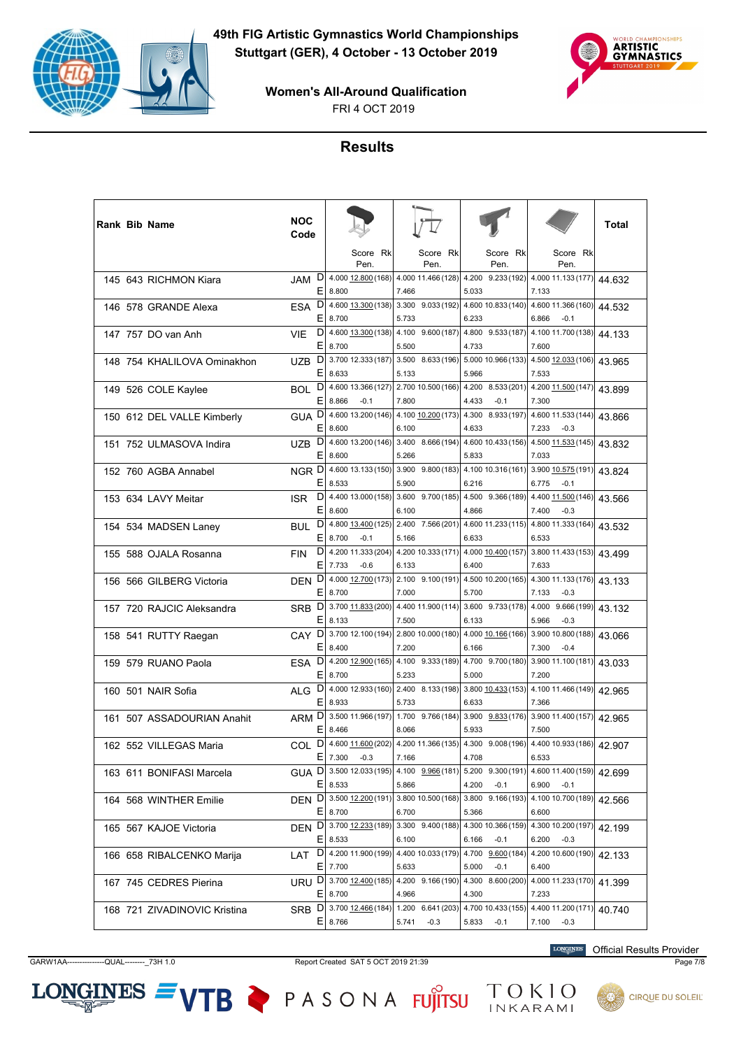# 49th FIG Artistic Gymnastics World Championships

**Stuttgart (GER), 4 October - 13 October 2019**

**Women's All-Around Qualification**

FRI 4 OCT 2019

## Results

| Rank | Bib | Name | NOC Code | | Vault Score | Vault Rk | Uneven Bars Score | Uneven Bars Rk | Balance Beam Score | Balance Beam Rk | Floor Exercise Score | Floor Exercise Rk | Total |
|---|---|---|---|---|---|---|---|---|---|---|---|---|---|
| 145 | 643 | RICHMON Kiara | JAM | D | 4.000 12.800 | (168) | 4.000 11.466 | (128) | 4.200 9.233 | (192) | 4.000 11.133 | (177) | 44.632 |
| | | | | E | 8.800 | | 7.466 | | 5.033 | | 7.133 | | |
| 146 | 578 | GRANDE Alexa | ESA | D | 4.600 13.300 | (138) | 3.300 9.033 | (192) | 4.600 10.833 | (140) | 4.600 11.366 | (160) | 44.532 |
| | | | | E | 8.700 | | 5.733 | | 6.233 | | 6.866 -0.1 | | |
| 147 | 757 | DO van Anh | VIE | D | 4.600 13.300 | (138) | 4.100 9.600 | (187) | 4.800 9.533 | (187) | 4.100 11.700 | (138) | 44.133 |
| | | | | E | 8.700 | | 5.500 | | 4.733 | | 7.600 | | |
| 148 | 754 | KHALILOVA Ominakhon | UZB | D | 3.700 12.333 | (187) | 3.500 8.633 | (196) | 5.000 10.966 | (133) | 4.500 12.033 | (106) | 43.965 |
| | | | | E | 8.633 | | 5.133 | | 5.966 | | 7.533 | | |
| 149 | 526 | COLE Kaylee | BOL | D | 4.600 13.366 | (127) | 2.700 10.500 | (166) | 4.200 8.533 | (201) | 4.200 11.500 | (147) | 43.899 |
| | | | | E | 8.866 -0.1 | | 7.800 | | 4.433 -0.1 | | 7.300 | | |
| 150 | 612 | DEL VALLE Kimberly | GUA | D | 4.600 13.200 | (146) | 4.100 10.200 | (173) | 4.300 8.933 | (197) | 4.600 11.533 | (144) | 43.866 |
| | | | | E | 8.600 | | 6.100 | | 4.633 | | 7.233 -0.3 | | |
| 151 | 752 | ULMASOVA Indira | UZB | D | 4.600 13.200 | (146) | 3.400 8.666 | (194) | 4.600 10.433 | (156) | 4.500 11.533 | (145) | 43.832 |
| | | | | E | 8.600 | | 5.266 | | 5.833 | | 7.033 | | |
| 152 | 760 | AGBA Annabel | NGR | D | 4.600 13.133 | (150) | 3.900 9.800 | (183) | 4.100 10.316 | (161) | 3.900 10.575 | (191) | 43.824 |
| | | | | E | 8.533 | | 5.900 | | 6.216 | | 6.775 -0.1 | | |
| 153 | 634 | LAVY Meitar | ISR | D | 4.400 13.000 | (158) | 3.600 9.700 | (185) | 4.500 9.366 | (189) | 4.400 11.500 | (146) | 43.566 |
| | | | | E | 8.600 | | 6.100 | | 4.866 | | 7.400 -0.3 | | |
| 154 | 534 | MADSEN Laney | BUL | D | 4.800 13.400 | (125) | 2.400 7.566 | (201) | 4.600 11.233 | (115) | 4.800 11.333 | (164) | 43.532 |
| | | | | E | 8.700 -0.1 | | 5.166 | | 6.633 | | 6.533 | | |
| 155 | 588 | OJALA Rosanna | FIN | D | 4.200 11.333 | (204) | 4.200 10.333 | (171) | 4.000 10.400 | (157) | 3.800 11.433 | (153) | 43.499 |
| | | | | E | 7.733 -0.6 | | 6.133 | | 6.400 | | 7.633 | | |
| 156 | 566 | GILBERG Victoria | DEN | D | 4.000 12.700 | (173) | 2.100 9.100 | (191) | 4.500 10.200 | (165) | 4.300 11.133 | (176) | 43.133 |
| | | | | E | 8.700 | | 7.000 | | 5.700 | | 7.133 -0.3 | | |
| 157 | 720 | RAJCIC Aleksandra | SRB | D | 3.700 11.833 | (200) | 4.400 11.900 | (114) | 3.600 9.733 | (178) | 4.000 9.666 | (199) | 43.132 |
| | | | | E | 8.133 | | 7.500 | | 6.133 | | 5.966 -0.3 | | |
| 158 | 541 | RUTTY Raegan | CAY | D | 3.700 12.100 | (194) | 2.800 10.000 | (180) | 4.000 10.166 | (166) | 3.900 10.800 | (188) | 43.066 |
| | | | | E | 8.400 | | 7.200 | | 6.166 | | 7.300 -0.4 | | |
| 159 | 579 | RUANO Paola | ESA | D | 4.200 12.900 | (165) | 4.100 9.333 | (189) | 4.700 9.700 | (180) | 3.900 11.100 | (181) | 43.033 |
| | | | | E | 8.700 | | 5.233 | | 5.000 | | 7.200 | | |
| 160 | 501 | NAIR Sofia | ALG | D | 4.000 12.933 | (160) | 2.400 8.133 | (198) | 3.800 10.433 | (153) | 4.100 11.466 | (149) | 42.965 |
| | | | | E | 8.933 | | 5.733 | | 6.633 | | 7.366 | | |
| 161 | 507 | ASSADOURIAN Anahit | ARM | D | 3.500 11.966 | (197) | 1.700 9.766 | (184) | 3.900 9.833 | (176) | 3.900 11.400 | (157) | 42.965 |
| | | | | E | 8.466 | | 8.066 | | 5.933 | | 7.500 | | |
| 162 | 552 | VILLEGAS Maria | COL | D | 4.600 11.600 | (202) | 4.200 11.366 | (135) | 4.300 9.008 | (196) | 4.400 10.933 | (186) | 42.907 |
| | | | | E | 7.300 -0.3 | | 7.166 | | 4.708 | | 6.533 | | |
| 163 | 611 | BONIFASI Marcela | GUA | D | 3.500 12.033 | (195) | 4.100 9.966 | (181) | 5.200 9.300 | (191) | 4.600 11.400 | (159) | 42.699 |
| | | | | E | 8.533 | | 5.866 | | 4.200 -0.1 | | 6.900 -0.1 | | |
| 164 | 568 | WINTHER Emilie | DEN | D | 3.500 12.200 | (191) | 3.800 10.500 | (168) | 3.800 9.166 | (193) | 4.100 10.700 | (189) | 42.566 |
| | | | | E | 8.700 | | 6.700 | | 5.366 | | 6.600 | | |
| 165 | 567 | KAJOE Victoria | DEN | D | 3.700 12.233 | (189) | 3.300 9.400 | (188) | 4.300 10.366 | (159) | 4.300 10.200 | (197) | 42.199 |
| | | | | E | 8.533 | | 6.100 | | 6.166 -0.1 | | 6.200 -0.3 | | |
| 166 | 658 | RIBALCENKO Marija | LAT | D | 4.200 11.900 | (199) | 4.400 10.033 | (179) | 4.700 9.600 | (184) | 4.200 10.600 | (190) | 42.133 |
| | | | | E | 7.700 | | 5.633 | | 5.000 -0.1 | | 6.400 | | |
| 167 | 745 | CEDRES Pierina | URU | D | 3.700 12.400 | (185) | 4.200 9.166 | (190) | 4.300 8.600 | (200) | 4.000 11.233 | (170) | 41.399 |
| | | | | E | 8.700 | | 4.966 | | 4.300 | | 7.233 | | |
| 168 | 721 | ZIVADINOVIC Kristina | SRB | D | 3.700 12.466 | (184) | 1.200 6.641 | (203) | 4.700 10.433 | (155) | 4.400 11.200 | (171) | 40.740 |
| | | | | E | 8.766 | | 5.741 -0.3 | | 5.833 -0.1 | | 7.100 -0.3 | | |

GARW1AA---------------QUAL--------_73H 1.0 Report Created SAT 5 OCT 2019 21:39

Official Results Provider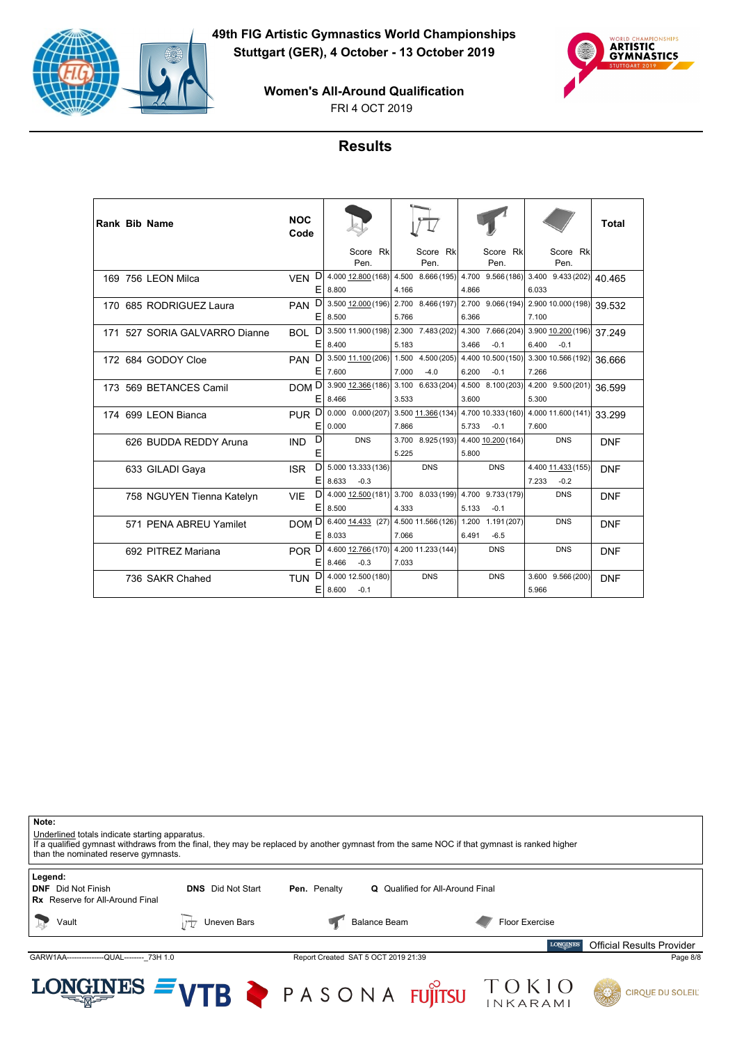# 49th FIG Artistic Gymnastics World Championships

**Stuttgart (GER), 4 October - 13 October 2019**

**Women's All-Around Qualification**

FRI 4 OCT 2019

## Results

| Rank | Bib | Name | NOC Code | | Vault Score | Vault Rk | Uneven Bars Score | Uneven Bars Rk | Balance Beam Score | Balance Beam Rk | Floor Exercise Score | Floor Exercise Rk | Total |
|---|---|---|---|---|---|---|---|---|---|---|---|---|---|
| | | | | | Score Pen. | Rk | Score Pen. | Rk | Score Pen. | Rk | Score Pen. | Rk | |
| 169 | 756 | LEON Milca | VEN | D | 4.000 12.800 | (168) | 4.500 8.666 | (195) | 4.700 9.566 | (186) | 3.400 9.433 | (202) | 40.465 |
| | | | | E | 8.800 | | 4.166 | | 4.866 | | 6.033 | | |
| 170 | 685 | RODRIGUEZ Laura | PAN | D | 3.500 12.000 | (196) | 2.700 8.466 | (197) | 2.700 9.066 | (194) | 2.900 10.000 | (198) | 39.532 |
| | | | | E | 8.500 | | 5.766 | | 6.366 | | 7.100 | | |
| 171 | 527 | SORIA GALVARRO Dianne | BOL | D | 3.500 11.900 | (198) | 2.300 7.483 | (202) | 4.300 7.666 | (204) | 3.900 10.200 | (196) | 37.249 |
| | | | | E | 8.400 | | 5.183 | | 3.466 -0.1 | | 6.400 -0.1 | | |
| 172 | 684 | GODOY Cloe | PAN | D | 3.500 11.100 | (206) | 1.500 4.500 | (205) | 4.400 10.500 | (150) | 3.300 10.566 | (192) | 36.666 |
| | | | | E | 7.600 | | 7.000 -4.0 | | 6.200 -0.1 | | 7.266 | | |
| 173 | 569 | BETANCES Camil | DOM | D | 3.900 12.366 | (186) | 3.100 6.633 | (204) | 4.500 8.100 | (203) | 4.200 9.500 | (201) | 36.599 |
| | | | | E | 8.466 | | 3.533 | | 3.600 | | 5.300 | | |
| 174 | 699 | LEON Bianca | PUR | D | 0.000 0.000 | (207) | 3.500 11.366 | (134) | 4.700 10.333 | (160) | 4.000 11.600 | (141) | 33.299 |
| | | | | E | 0.000 | | 7.866 | | 5.733 -0.1 | | 7.600 | | |
| | 626 | BUDDA REDDY Aruna | IND | D | DNS | | 3.700 8.925 | (193) | 4.400 10.200 | (164) | DNS | | DNF |
| | | | | E | | | 5.225 | | 5.800 | | | | |
| | 633 | GILADI Gaya | ISR | D | 5.000 13.333 | (136) | DNS | | DNS | | 4.400 11.433 | (155) | DNF |
| | | | | E | 8.633 -0.3 | | | | | | 7.233 -0.2 | | |
| | 758 | NGUYEN Tienna Katelyn | VIE | D | 4.000 12.500 | (181) | 3.700 8.033 | (199) | 4.700 9.733 | (179) | DNS | | DNF |
| | | | | E | 8.500 | | 4.333 | | 5.133 -0.1 | | | | |
| | 571 | PENA ABREU Yamilet | DOM | D | 6.400 14.433 | (27) | 4.500 11.566 | (126) | 1.200 1.191 | (207) | DNS | | DNF |
| | | | | E | 8.033 | | 7.066 | | 6.491 -6.5 | | | | |
| | 692 | PITREZ Mariana | POR | D | 4.600 12.766 | (170) | 4.200 11.233 | (144) | DNS | | DNS | | DNF |
| | | | | E | 8.466 -0.3 | | 7.033 | | | | | | |
| | 736 | SAKR Chahed | TUN | D | 4.000 12.500 | (180) | DNS | | DNS | | 3.600 9.566 | (200) | DNF |
| | | | | E | 8.600 -0.1 | | | | | | 5.966 | | |

**Note:**
Underlined totals indicate starting apparatus.
If a qualified gymnast withdraws from the final, they may be replaced by another gymnast from the same NOC if that gymnast is ranked higher than the nominated reserve gymnasts.

**Legend:**
**DNF** Did Not Finish — **DNS** Did Not Start — **Pen.** Penalty — **Q** Qualified for All-Around Final
**Rx** Reserve for All-Around Final

Vault — Uneven Bars — Balance Beam — Floor Exercise

Official Results Provider

GARW1AA----------------QUAL--------_73H 1.0 — Report Created SAT 5 OCT 2019 21:39